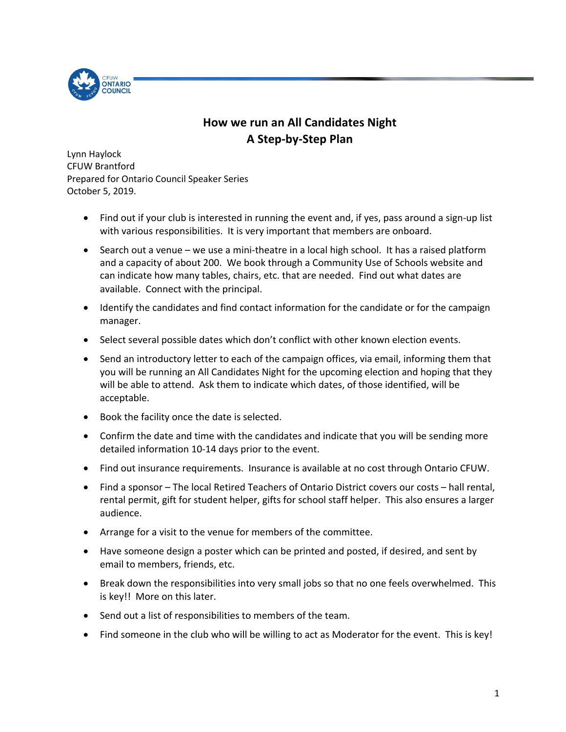# How we run an All Candidates Night
## A Step-by-Step Plan

Lynn Haylock
CFUW Brantford
Prepared for Ontario Council Speaker Series
October 5, 2019.

- Find out if your club is interested in running the event and, if yes, pass around a sign-up list with various responsibilities. It is very important that members are onboard.
- Search out a venue – we use a mini-theatre in a local high school. It has a raised platform and a capacity of about 200. We book through a Community Use of Schools website and can indicate how many tables, chairs, etc. that are needed. Find out what dates are available. Connect with the principal.
- Identify the candidates and find contact information for the candidate or for the campaign manager.
- Select several possible dates which don't conflict with other known election events.
- Send an introductory letter to each of the campaign offices, via email, informing them that you will be running an All Candidates Night for the upcoming election and hoping that they will be able to attend. Ask them to indicate which dates, of those identified, will be acceptable.
- Book the facility once the date is selected.
- Confirm the date and time with the candidates and indicate that you will be sending more detailed information 10-14 days prior to the event.
- Find out insurance requirements. Insurance is available at no cost through Ontario CFUW.
- Find a sponsor – The local Retired Teachers of Ontario District covers our costs – hall rental, rental permit, gift for student helper, gifts for school staff helper. This also ensures a larger audience.
- Arrange for a visit to the venue for members of the committee.
- Have someone design a poster which can be printed and posted, if desired, and sent by email to members, friends, etc.
- Break down the responsibilities into very small jobs so that no one feels overwhelmed. This is key!! More on this later.
- Send out a list of responsibilities to members of the team.
- Find someone in the club who will be willing to act as Moderator for the event. This is key!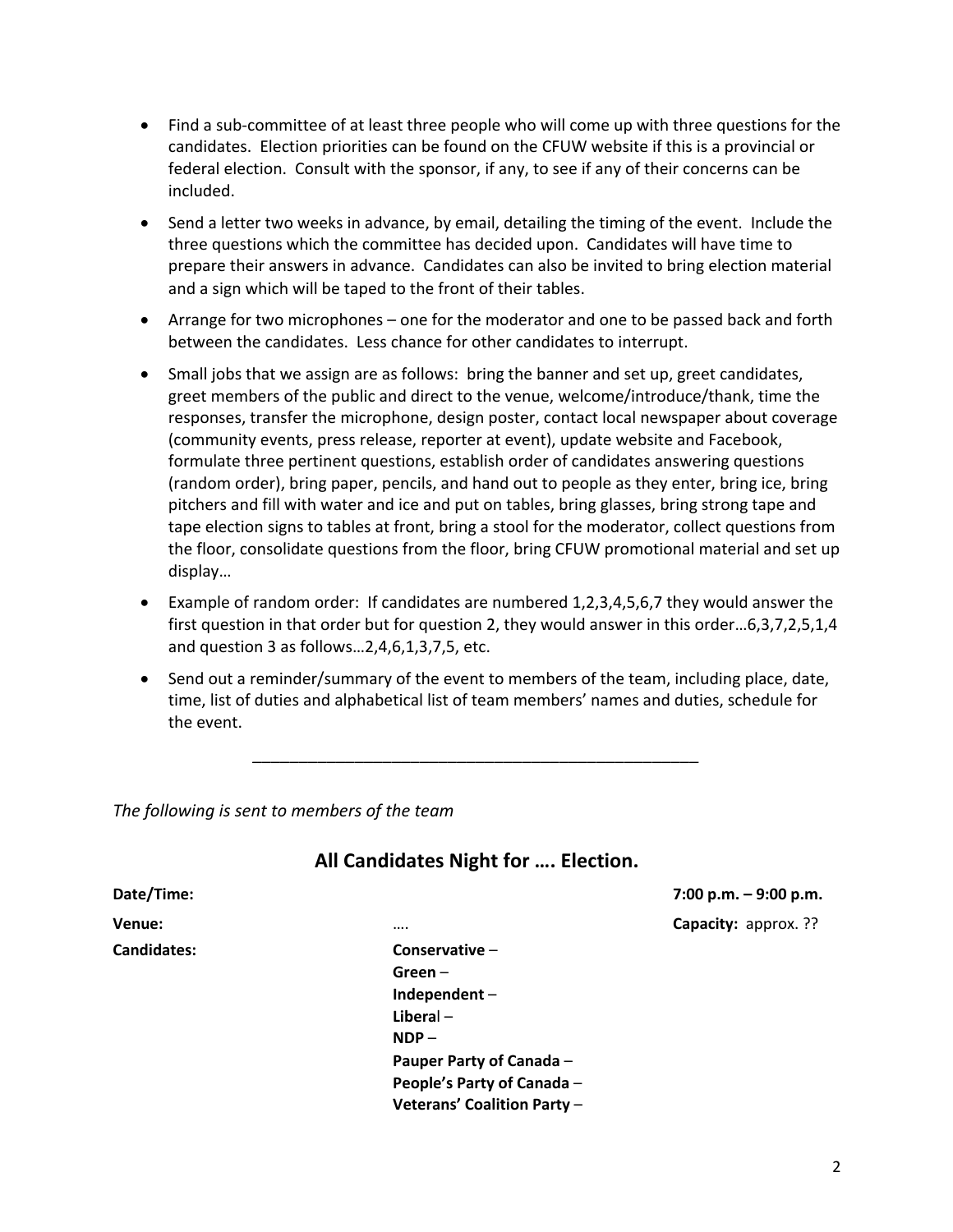- Find a sub-committee of at least three people who will come up with three questions for the candidates. Election priorities can be found on the CFUW website if this is a provincial or federal election. Consult with the sponsor, if any, to see if any of their concerns can be included.
- Send a letter two weeks in advance, by email, detailing the timing of the event. Include the three questions which the committee has decided upon. Candidates will have time to prepare their answers in advance. Candidates can also be invited to bring election material and a sign which will be taped to the front of their tables.
- Arrange for two microphones – one for the moderator and one to be passed back and forth between the candidates. Less chance for other candidates to interrupt.
- Small jobs that we assign are as follows: bring the banner and set up, greet candidates, greet members of the public and direct to the venue, welcome/introduce/thank, time the responses, transfer the microphone, design poster, contact local newspaper about coverage (community events, press release, reporter at event), update website and Facebook, formulate three pertinent questions, establish order of candidates answering questions (random order), bring paper, pencils, and hand out to people as they enter, bring ice, bring pitchers and fill with water and ice and put on tables, bring glasses, bring strong tape and tape election signs to tables at front, bring a stool for the moderator, collect questions from the floor, consolidate questions from the floor, bring CFUW promotional material and set up display…
- Example of random order: If candidates are numbered 1,2,3,4,5,6,7 they would answer the first question in that order but for question 2, they would answer in this order…6,3,7,2,5,1,4 and question 3 as follows…2,4,6,1,3,7,5, etc.
- Send out a reminder/summary of the event to members of the team, including place, date, time, list of duties and alphabetical list of team members' names and duties, schedule for the event.

---

*The following is sent to members of the team*

## All Candidates Night for …. Election.

**Date/Time:** **7:00 p.m. – 9:00 p.m.**

**Venue:** …. **Capacity:** approx. ??

**Candidates:**

**Conservative** –
**Green** –
**Independent** –
**Liberal** –
**NDP** –
**Pauper Party of Canada** –
**People's Party of Canada** –
**Veterans' Coalition Party** –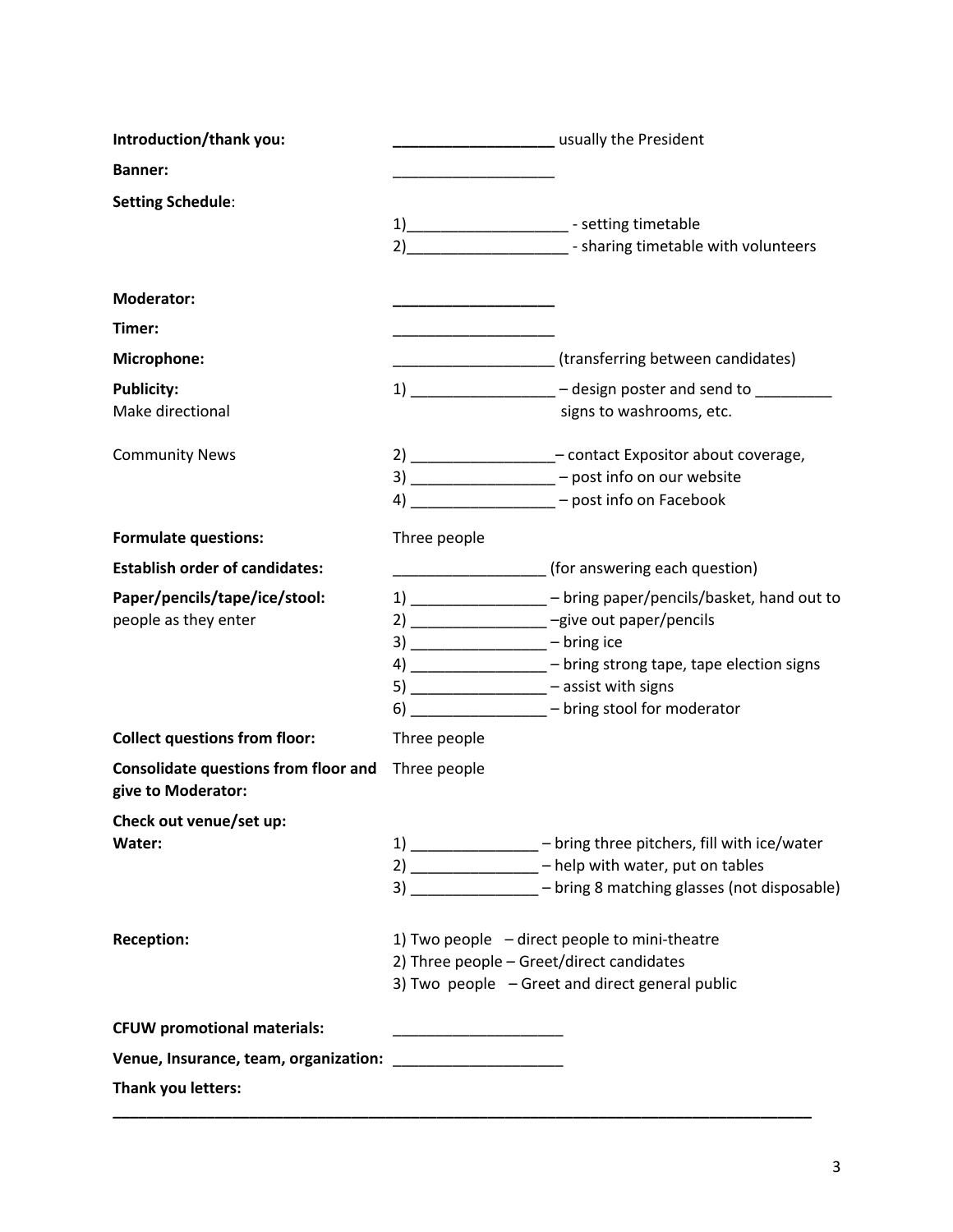| | |
|---|---|
| **Introduction/thank you:** | **___________________** usually the President |
| **Banner:** | ___________________ |
| **Setting Schedule**: | 1)___________________ - setting timetable<br>2)___________________ - sharing timetable with volunteers |
| **Moderator:** | **___________________** |
| **Timer:** | ___________________ |
| **Microphone:** | ___________________ (transferring between candidates) |
| **Publicity:**<br>Make directional | 1) _________________ – design poster and send to _________<br>signs to washrooms, etc. |
| Community News | 2) _________________– contact Expositor about coverage,<br>3) _________________ – post info on our website<br>4) _________________ – post info on Facebook |
| **Formulate questions:** | Three people |
| **Establish order of candidates:** | __________________ (for answering each question) |
| **Paper/pencils/tape/ice/stool:**<br>people as they enter | 1) ________________ – bring paper/pencils/basket, hand out to<br>2) ________________ –give out paper/pencils<br>3) ________________ – bring ice<br>4) ________________ – bring strong tape, tape election signs<br>5) ________________ – assist with signs<br>6) ________________ – bring stool for moderator |
| **Collect questions from floor:** | Three people |
| **Consolidate questions from floor and give to Moderator:** | Three people |
| **Check out venue/set up:** | |
| **Water:** | 1) _______________ – bring three pitchers, fill with ice/water<br>2) _______________ – help with water, put on tables<br>3) _______________ – bring 8 matching glasses (not disposable) |
| **Reception:** | 1) Two people – direct people to mini-theatre<br>2) Three people – Greet/direct candidates<br>3) Two people – Greet and direct general public |
| **CFUW promotional materials:** | ____________________ |
| **Venue, Insurance, team, organization:** | ____________________ |
| **Thank you letters:** | |

______________________________________________________________________________________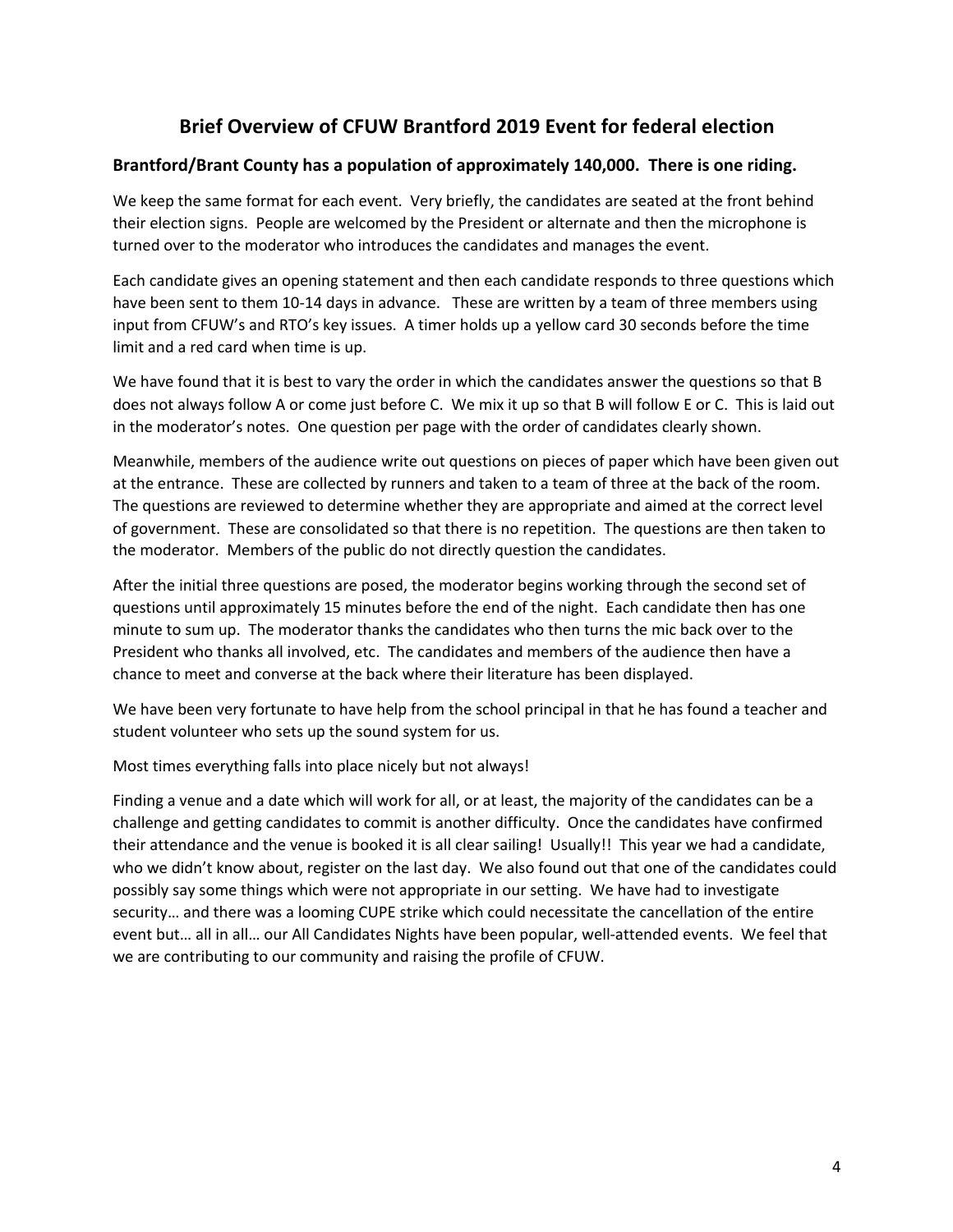## Brief Overview of CFUW Brantford 2019 Event for federal election

### Brantford/Brant County has a population of approximately 140,000. There is one riding.

We keep the same format for each event. Very briefly, the candidates are seated at the front behind their election signs. People are welcomed by the President or alternate and then the microphone is turned over to the moderator who introduces the candidates and manages the event.

Each candidate gives an opening statement and then each candidate responds to three questions which have been sent to them 10-14 days in advance. These are written by a team of three members using input from CFUW's and RTO's key issues. A timer holds up a yellow card 30 seconds before the time limit and a red card when time is up.

We have found that it is best to vary the order in which the candidates answer the questions so that B does not always follow A or come just before C. We mix it up so that B will follow E or C. This is laid out in the moderator's notes. One question per page with the order of candidates clearly shown.

Meanwhile, members of the audience write out questions on pieces of paper which have been given out at the entrance. These are collected by runners and taken to a team of three at the back of the room. The questions are reviewed to determine whether they are appropriate and aimed at the correct level of government. These are consolidated so that there is no repetition. The questions are then taken to the moderator. Members of the public do not directly question the candidates.

After the initial three questions are posed, the moderator begins working through the second set of questions until approximately 15 minutes before the end of the night. Each candidate then has one minute to sum up. The moderator thanks the candidates who then turns the mic back over to the President who thanks all involved, etc. The candidates and members of the audience then have a chance to meet and converse at the back where their literature has been displayed.

We have been very fortunate to have help from the school principal in that he has found a teacher and student volunteer who sets up the sound system for us.

Most times everything falls into place nicely but not always!

Finding a venue and a date which will work for all, or at least, the majority of the candidates can be a challenge and getting candidates to commit is another difficulty. Once the candidates have confirmed their attendance and the venue is booked it is all clear sailing! Usually!! This year we had a candidate, who we didn't know about, register on the last day. We also found out that one of the candidates could possibly say some things which were not appropriate in our setting. We have had to investigate security… and there was a looming CUPE strike which could necessitate the cancellation of the entire event but… all in all… our All Candidates Nights have been popular, well-attended events. We feel that we are contributing to our community and raising the profile of CFUW.